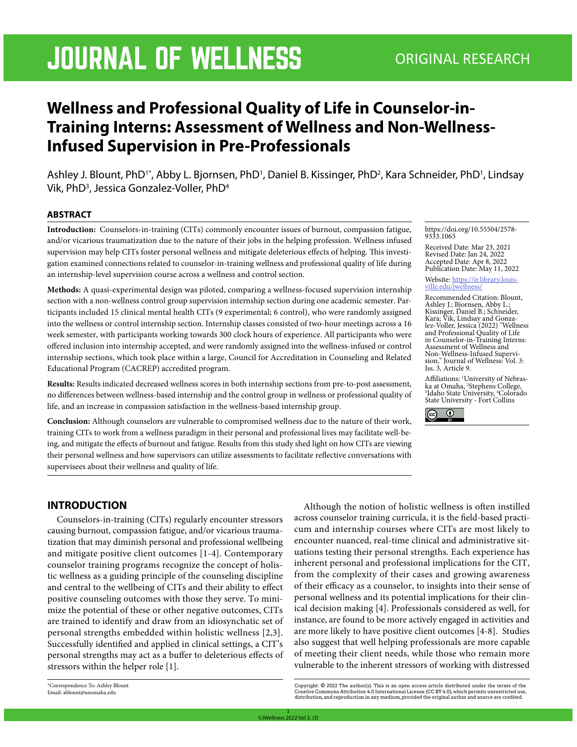JOURNAL OF WELLNESS — ORIGINAL RESEARCH

# Wellness and Professional Quality of Life in Counselor-in-Training Interns: Assessment of Wellness and Non-Wellness-Infused Supervision in Pre-Professionals

Ashley J. Blount, PhD[1*], Abby L. Bjornsen, PhD[1], Daniel B. Kissinger, PhD[2], Kara Schneider, PhD[1], Lindsay Vik, PhD[3], Jessica Gonzalez-Voller, PhD[4]

## ABSTRACT

**Introduction:** Counselors-in-training (CITs) commonly encounter issues of burnout, compassion fatigue, and/or vicarious traumatization due to the nature of their jobs in the helping profession. Wellness infused supervision may help CITs foster personal wellness and mitigate deleterious effects of helping. This investigation examined connections related to counselor-in-training wellness and professional quality of life during an internship-level supervision course across a wellness and control section.

**Methods:** A quasi-experimental design was piloted, comparing a wellness-focused supervision internship section with a non-wellness control group supervision internship section during one academic semester. Participants included 15 clinical mental health CITs (9 experimental; 6 control), who were randomly assigned into the wellness or control internship section. Internship classes consisted of two-hour meetings across a 16 week semester, with participants working towards 300 clock hours of experience. All participants who were offered inclusion into internship accepted, and were randomly assigned into the wellness-infused or control internship sections, which took place within a large, Council for Accreditation in Counseling and Related Educational Program (CACREP) accredited program.

**Results:** Results indicated decreased wellness scores in both internship sections from pre-to-post assessment, no differences between wellness-based internship and the control group in wellness or professional quality of life, and an increase in compassion satisfaction in the wellness-based internship group.

**Conclusion:** Although counselors are vulnerable to compromised wellness due to the nature of their work, training CITs to work from a wellness paradigm in their personal and professional lives may facilitate well-being, and mitigate the effects of burnout and fatigue. Results from this study shed light on how CITs are viewing their personal wellness and how supervisors can utilize assessments to facilitate reflective conversations with supervisees about their wellness and quality of life.

https://doi.org/10.55504/2578-9333.1065

Received Date: Mar 23, 2021
Revised Date: Jan 24, 2022
Accepted Date: Apr 8, 2022
Publication Date: May 11, 2022

Website: https://ir.library.louisville.edu/jwellness/

Recommended Citation: Blount, Ashley J.; Bjornsen, Abby L.; Kissinger, Daniel B.; Schneider, Kara; Vik, Lindsay and Gonzalez-Voller, Jessica (2022) "Wellness and Professional Quality of Life in Counselor-in-Training Interns: Assessment of Wellness and Non-Wellness-Infused Supervision," Journal of Wellness: Vol. 3: Iss. 3, Article 9.

Affiliations: [1]University of Nebraska at Omaha, [2]Stephens College, [3]Idaho State University, [4]Colorado State University - Fort Collins

## INTRODUCTION

Counselors-in-training (CITs) regularly encounter stressors causing burnout, compassion fatigue, and/or vicarious traumatization that may diminish personal and professional wellbeing and mitigate positive client outcomes [1-4]. Contemporary counselor training programs recognize the concept of holistic wellness as a guiding principle of the counseling discipline and central to the wellbeing of CITs and their ability to effect positive counseling outcomes with those they serve. To minimize the potential of these or other negative outcomes, CITs are trained to identify and draw from an idiosynchatic set of personal strengths embedded within holistic wellness [2,3]. Successfully identified and applied in clinical settings, a CIT's personal strengths may act as a buffer to deleterious effects of stressors within the helper role [1].

Although the notion of holistic wellness is often instilled across counselor training curricula, it is the field-based practicum and internship courses where CITs are most likely to encounter nuanced, real-time clinical and administrative situations testing their personal strengths. Each experience has inherent personal and professional implications for the CIT, from the complexity of their cases and growing awareness of their efficacy as a counselor, to insights into their sense of personal wellness and its potential implications for their clinical decision making [4]. Professionals considered as well, for instance, are found to be more actively engaged in activities and are more likely to have positive client outcomes [4-8]. Studies also suggest that well helping professionals are more capable of meeting their client needs, while those who remain more vulnerable to the inherent stressors of working with distressed

*Correspondence To: Ashley Blount
Email: ablount@unomaha.edu

Copyright: © 2022 The author(s). This is an open access article distributed under the terms of the Creative Commons Attribution 4.0 International License (CC BY 4.0), which permits unrestricted use, distribution, and reproduction in any medium, provided the original author and source are credited.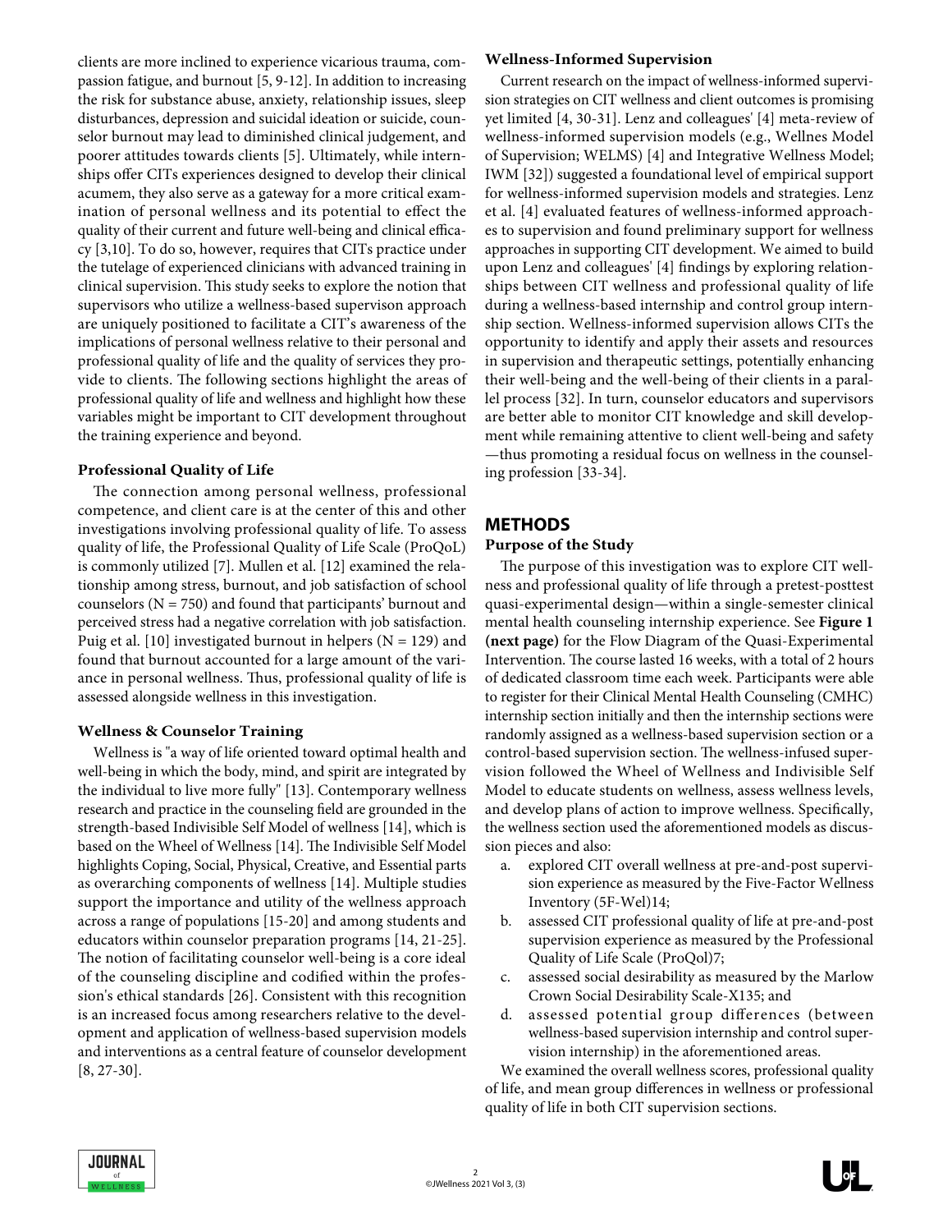clients are more inclined to experience vicarious trauma, compassion fatigue, and burnout [5, 9-12]. In addition to increasing the risk for substance abuse, anxiety, relationship issues, sleep disturbances, depression and suicidal ideation or suicide, counselor burnout may lead to diminished clinical judgement, and poorer attitudes towards clients [5]. Ultimately, while internships offer CITs experiences designed to develop their clinical acumem, they also serve as a gateway for a more critical examination of personal wellness and its potential to effect the quality of their current and future well-being and clinical efficacy [3,10]. To do so, however, requires that CITs practice under the tutelage of experienced clinicians with advanced training in clinical supervision. This study seeks to explore the notion that supervisors who utilize a wellness-based supervison approach are uniquely positioned to facilitate a CIT's awareness of the implications of personal wellness relative to their personal and professional quality of life and the quality of services they provide to clients. The following sections highlight the areas of professional quality of life and wellness and highlight how these variables might be important to CIT development throughout the training experience and beyond.

### Professional Quality of Life

The connection among personal wellness, professional competence, and client care is at the center of this and other investigations involving professional quality of life. To assess quality of life, the Professional Quality of Life Scale (ProQoL) is commonly utilized [7]. Mullen et al. [12] examined the relationship among stress, burnout, and job satisfaction of school counselors (N = 750) and found that participants' burnout and perceived stress had a negative correlation with job satisfaction. Puig et al. [10] investigated burnout in helpers (N = 129) and found that burnout accounted for a large amount of the variance in personal wellness. Thus, professional quality of life is assessed alongside wellness in this investigation.

### Wellness & Counselor Training

Wellness is "a way of life oriented toward optimal health and well-being in which the body, mind, and spirit are integrated by the individual to live more fully" [13]. Contemporary wellness research and practice in the counseling field are grounded in the strength-based Indivisible Self Model of wellness [14], which is based on the Wheel of Wellness [14]. The Indivisible Self Model highlights Coping, Social, Physical, Creative, and Essential parts as overarching components of wellness [14]. Multiple studies support the importance and utility of the wellness approach across a range of populations [15-20] and among students and educators within counselor preparation programs [14, 21-25]. The notion of facilitating counselor well-being is a core ideal of the counseling discipline and codified within the profession's ethical standards [26]. Consistent with this recognition is an increased focus among researchers relative to the development and application of wellness-based supervision models and interventions as a central feature of counselor development [8, 27-30].

### Wellness-Informed Supervision

Current research on the impact of wellness-informed supervision strategies on CIT wellness and client outcomes is promising yet limited [4, 30-31]. Lenz and colleagues' [4] meta-review of wellness-informed supervision models (e.g., Wellnes Model of Supervision; WELMS) [4] and Integrative Wellness Model; IWM [32]) suggested a foundational level of empirical support for wellness-informed supervision models and strategies. Lenz et al. [4] evaluated features of wellness-informed approaches to supervision and found preliminary support for wellness approaches in supporting CIT development. We aimed to build upon Lenz and colleagues' [4] findings by exploring relationships between CIT wellness and professional quality of life during a wellness-based internship and control group internship section. Wellness-informed supervision allows CITs the opportunity to identify and apply their assets and resources in supervision and therapeutic settings, potentially enhancing their well-being and the well-being of their clients in a parallel process [32]. In turn, counselor educators and supervisors are better able to monitor CIT knowledge and skill development while remaining attentive to client well-being and safety —thus promoting a residual focus on wellness in the counseling profession [33-34].

## METHODS

### Purpose of the Study

The purpose of this investigation was to explore CIT wellness and professional quality of life through a pretest-posttest quasi-experimental design—within a single-semester clinical mental health counseling internship experience. See **Figure 1 (next page)** for the Flow Diagram of the Quasi-Experimental Intervention. The course lasted 16 weeks, with a total of 2 hours of dedicated classroom time each week. Participants were able to register for their Clinical Mental Health Counseling (CMHC) internship section initially and then the internship sections were randomly assigned as a wellness-based supervision section or a control-based supervision section. The wellness-infused supervision followed the Wheel of Wellness and Indivisible Self Model to educate students on wellness, assess wellness levels, and develop plans of action to improve wellness. Specifically, the wellness section used the aforementioned models as discussion pieces and also:

a. explored CIT overall wellness at pre-and-post supervision experience as measured by the Five-Factor Wellness Inventory (5F-Wel)14;
b. assessed CIT professional quality of life at pre-and-post supervision experience as measured by the Professional Quality of Life Scale (ProQol)7;
c. assessed social desirability as measured by the Marlow Crown Social Desirability Scale-X135; and
d. assessed potential group differences (between wellness-based supervision internship and control supervision internship) in the aforementioned areas.

We examined the overall wellness scores, professional quality of life, and mean group differences in wellness or professional quality of life in both CIT supervision sections.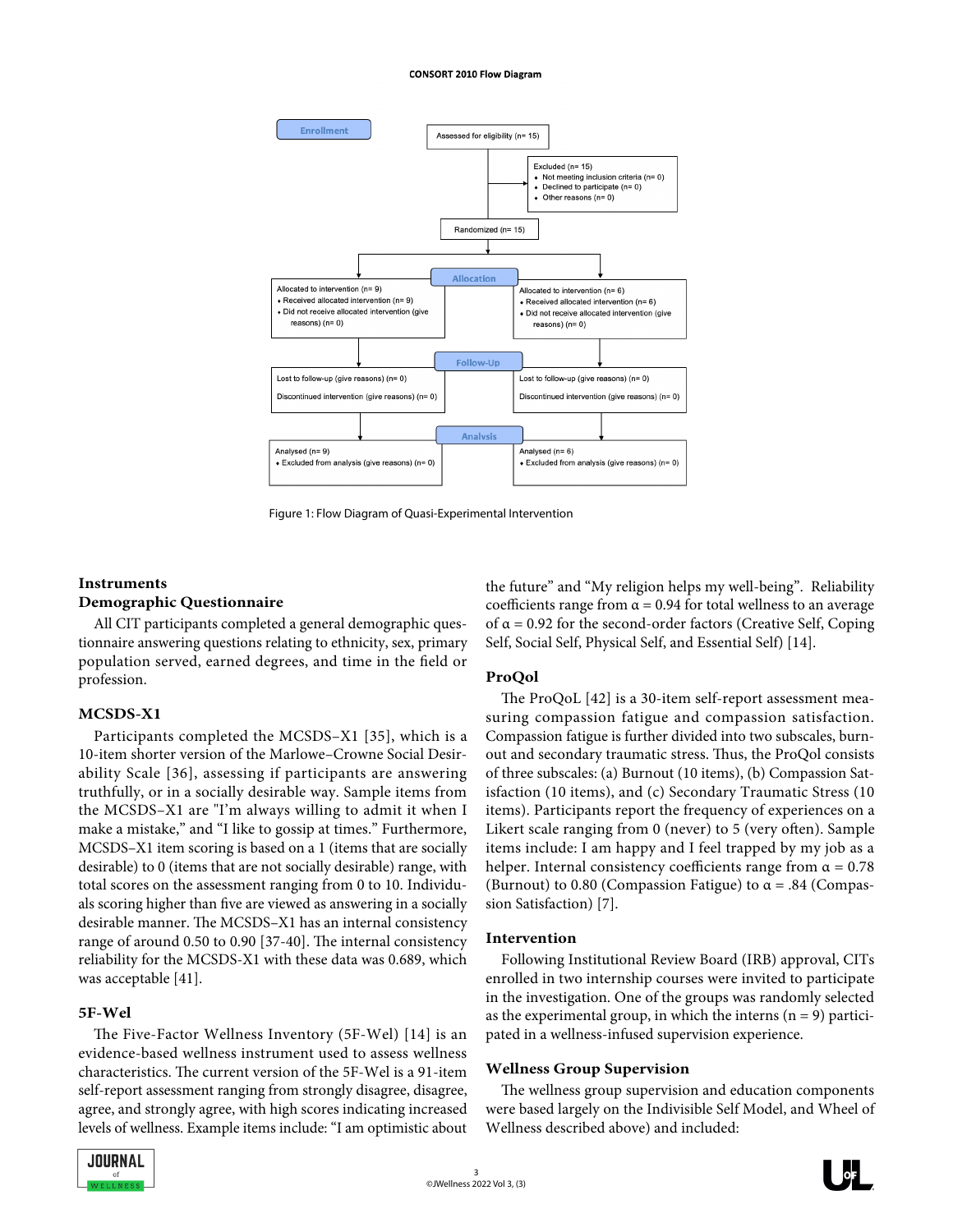CONSORT 2010 Flow Diagram

**Enrollment**

Assessed for eligibility (n= 15)

Excluded (n= 15)
- Not meeting inclusion criteria (n= 0)
- Declined to participate (n= 0)
- Other reasons (n= 0)

Randomized (n= 15)

**Allocation**

| | |
|---|---|
| Allocated to intervention (n= 9) | Allocated to intervention (n= 6) |
| ◆ Received allocated intervention (n= 9) | ◆ Received allocated intervention (n= 6) |
| ◆ Did not receive allocated intervention (give reasons) (n= 0) | ◆ Did not receive allocated intervention (give reasons) (n= 0) |

**Follow-Up**

| | |
|---|---|
| Lost to follow-up (give reasons) (n= 0) | Lost to follow-up (give reasons) (n= 0) |
| Discontinued intervention (give reasons) (n= 0) | Discontinued intervention (give reasons) (n= 0) |

**Analysis**

| | |
|---|---|
| Analysed (n= 9) | Analysed (n= 6) |
| ◆ Excluded from analysis (give reasons) (n= 0) | ◆ Excluded from analysis (give reasons) (n= 0) |

Figure 1: Flow Diagram of Quasi-Experimental Intervention

### Instruments

### Demographic Questionnaire

All CIT participants completed a general demographic questionnaire answering questions relating to ethnicity, sex, primary population served, earned degrees, and time in the field or profession.

### MCSDS-X1

Participants completed the MCSDS–X1 [35], which is a 10-item shorter version of the Marlowe–Crowne Social Desirability Scale [36], assessing if participants are answering truthfully, or in a socially desirable way. Sample items from the MCSDS–X1 are "I'm always willing to admit it when I make a mistake," and "I like to gossip at times." Furthermore, MCSDS–X1 item scoring is based on a 1 (items that are socially desirable) to 0 (items that are not socially desirable) range, with total scores on the assessment ranging from 0 to 10. Individuals scoring higher than five are viewed as answering in a socially desirable manner. The MCSDS–X1 has an internal consistency range of around 0.50 to 0.90 [37-40]. The internal consistency reliability for the MCSDS-X1 with these data was 0.689, which was acceptable [41].

### 5F-Wel

The Five-Factor Wellness Inventory (5F-Wel) [14] is an evidence-based wellness instrument used to assess wellness characteristics. The current version of the 5F-Wel is a 91-item self-report assessment ranging from strongly disagree, disagree, agree, and strongly agree, with high scores indicating increased levels of wellness. Example items include: "I am optimistic about the future" and "My religion helps my well-being". Reliability coefficients range from $\alpha = 0.94$ for total wellness to an average of $\alpha = 0.92$ for the second-order factors (Creative Self, Coping Self, Social Self, Physical Self, and Essential Self) [14].

### ProQol

The ProQoL [42] is a 30-item self-report assessment measuring compassion fatigue and compassion satisfaction. Compassion fatigue is further divided into two subscales, burnout and secondary traumatic stress. Thus, the ProQol consists of three subscales: (a) Burnout (10 items), (b) Compassion Satisfaction (10 items), and (c) Secondary Traumatic Stress (10 items). Participants report the frequency of experiences on a Likert scale ranging from 0 (never) to 5 (very often). Sample items include: I am happy and I feel trapped by my job as a helper. Internal consistency coefficients range from $\alpha = 0.78$ (Burnout) to 0.80 (Compassion Fatigue) to $\alpha = .84$ (Compassion Satisfaction) [7].

### Intervention

Following Institutional Review Board (IRB) approval, CITs enrolled in two internship courses were invited to participate in the investigation. One of the groups was randomly selected as the experimental group, in which the interns ($n = 9$) participated in a wellness-infused supervision experience.

### Wellness Group Supervision

The wellness group supervision and education components were based largely on the Indivisible Self Model, and Wheel of Wellness described above) and included: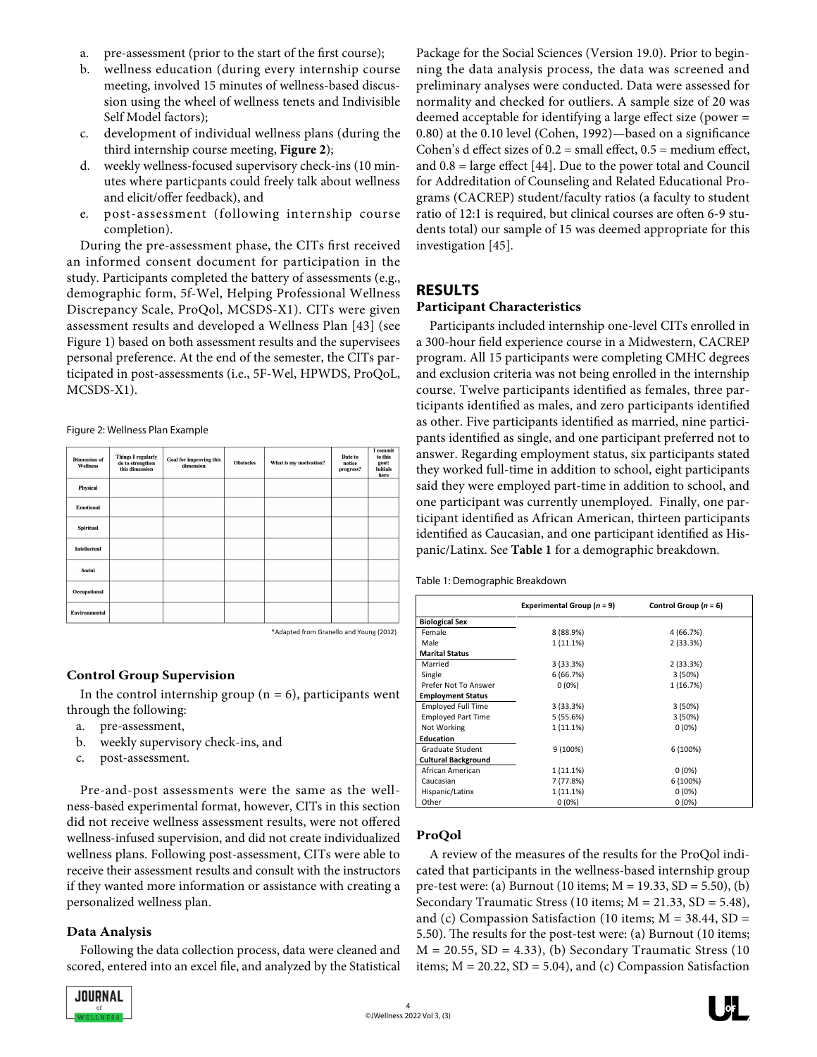a. pre-assessment (prior to the start of the first course);
b. wellness education (during every internship course meeting, involved 15 minutes of wellness-based discussion using the wheel of wellness tenets and Indivisible Self Model factors);
c. development of individual wellness plans (during the third internship course meeting, **Figure 2**);
d. weekly wellness-focused supervisory check-ins (10 minutes where particpants could freely talk about wellness and elicit/offer feedback), and
e. post-assessment (following internship course completion).

During the pre-assessment phase, the CITs first received an informed consent document for participation in the study. Participants completed the battery of assessments (e.g., demographic form, 5f-Wel, Helping Professional Wellness Discrepancy Scale, ProQol, MCSDS-X1). CITs were given assessment results and developed a Wellness Plan [43] (see Figure 1) based on both assessment results and the supervisees personal preference. At the end of the semester, the CITs participated in post-assessments (i.e., 5F-Wel, HPWDS, ProQoL, MCSDS-X1).

Figure 2: Wellness Plan Example

| Dimension of Wellness | Things I regularly do to strengthen this dimension | Goal for improving this dimension | Obstacles | What is my motivation? | Date to notice progress? | I commit to this goal: Initials here |
|---|---|---|---|---|---|---|
| Physical | | | | | | |
| Emotional | | | | | | |
| Spiritual | | | | | | |
| Intellectual | | | | | | |
| Social | | | | | | |
| Occupational | | | | | | |
| Environmental | | | | | | |

*Adapted from Granello and Young (2012)

### Control Group Supervision

In the control internship group (n = 6), participants went through the following:

a. pre-assessment,
b. weekly supervisory check-ins, and
c. post-assessment.

Pre-and-post assessments were the same as the wellness-based experimental format, however, CITs in this section did not receive wellness assessment results, were not offered wellness-infused supervision, and did not create individualized wellness plans. Following post-assessment, CITs were able to receive their assessment results and consult with the instructors if they wanted more information or assistance with creating a personalized wellness plan.

### Data Analysis

Following the data collection process, data were cleaned and scored, entered into an excel file, and analyzed by the Statistical Package for the Social Sciences (Version 19.0). Prior to beginning the data analysis process, the data was screened and preliminary analyses were conducted. Data were assessed for normality and checked for outliers. A sample size of 20 was deemed acceptable for identifying a large effect size (power = 0.80) at the 0.10 level (Cohen, 1992)—based on a significance Cohen's d effect sizes of 0.2 = small effect, 0.5 = medium effect, and 0.8 = large effect [44]. Due to the power total and Council for Addreditation of Counseling and Related Educational Programs (CACREP) student/faculty ratios (a faculty to student ratio of 12:1 is required, but clinical courses are often 6-9 students total) our sample of 15 was deemed appropriate for this investigation [45].

## RESULTS

### Participant Characteristics

Participants included internship one-level CITs enrolled in a 300-hour field experience course in a Midwestern, CACREP program. All 15 participants were completing CMHC degrees and exclusion criteria was not being enrolled in the internship course. Twelve participants identified as females, three participants identified as males, and zero participants identified as other. Five participants identified as married, nine participants identified as single, and one participant preferred not to answer. Regarding employment status, six participants stated they worked full-time in addition to school, eight participants said they were employed part-time in addition to school, and one participant was currently unemployed. Finally, one participant identified as African American, thirteen participants identified as Caucasian, and one participant identified as Hispanic/Latinx. See **Table 1** for a demographic breakdown.

Table 1: Demographic Breakdown

| | Experimental Group ($n$ = 9) | Control Group ($n$ = 6) |
|---|---|---|
| **Biological Sex** | | |
| Female | 8 (88.9%) | 4 (66.7%) |
| Male | 1 (11.1%) | 2 (33.3%) |
| **Marital Status** | | |
| Married | 3 (33.3%) | 2 (33.3%) |
| Single | 6 (66.7%) | 3 (50%) |
| Prefer Not To Answer | 0 (0%) | 1 (16.7%) |
| **Employment Status** | | |
| Employed Full Time | 3 (33.3%) | 3 (50%) |
| Employed Part Time | 5 (55.6%) | 3 (50%) |
| Not Working | 1 (11.1%) | 0 (0%) |
| **Education** | | |
| Graduate Student | 9 (100%) | 6 (100%) |
| **Cultural Background** | | |
| African American | 1 (11.1%) | 0 (0%) |
| Caucasian | 7 (77.8%) | 6 (100%) |
| Hispanic/Latinx | 1 (11.1%) | 0 (0%) |
| Other | 0 (0%) | 0 (0%) |

### ProQol

A review of the measures of the results for the ProQol indicated that participants in the wellness-based internship group pre-test were: (a) Burnout (10 items; M = 19.33, SD = 5.50), (b) Secondary Traumatic Stress (10 items; M = 21.33, SD = 5.48), and (c) Compassion Satisfaction (10 items; M = 38.44, SD = 5.50). The results for the post-test were: (a) Burnout (10 items; M = 20.55, SD = 4.33), (b) Secondary Traumatic Stress (10 items; M = 20.22, SD = 5.04), and (c) Compassion Satisfaction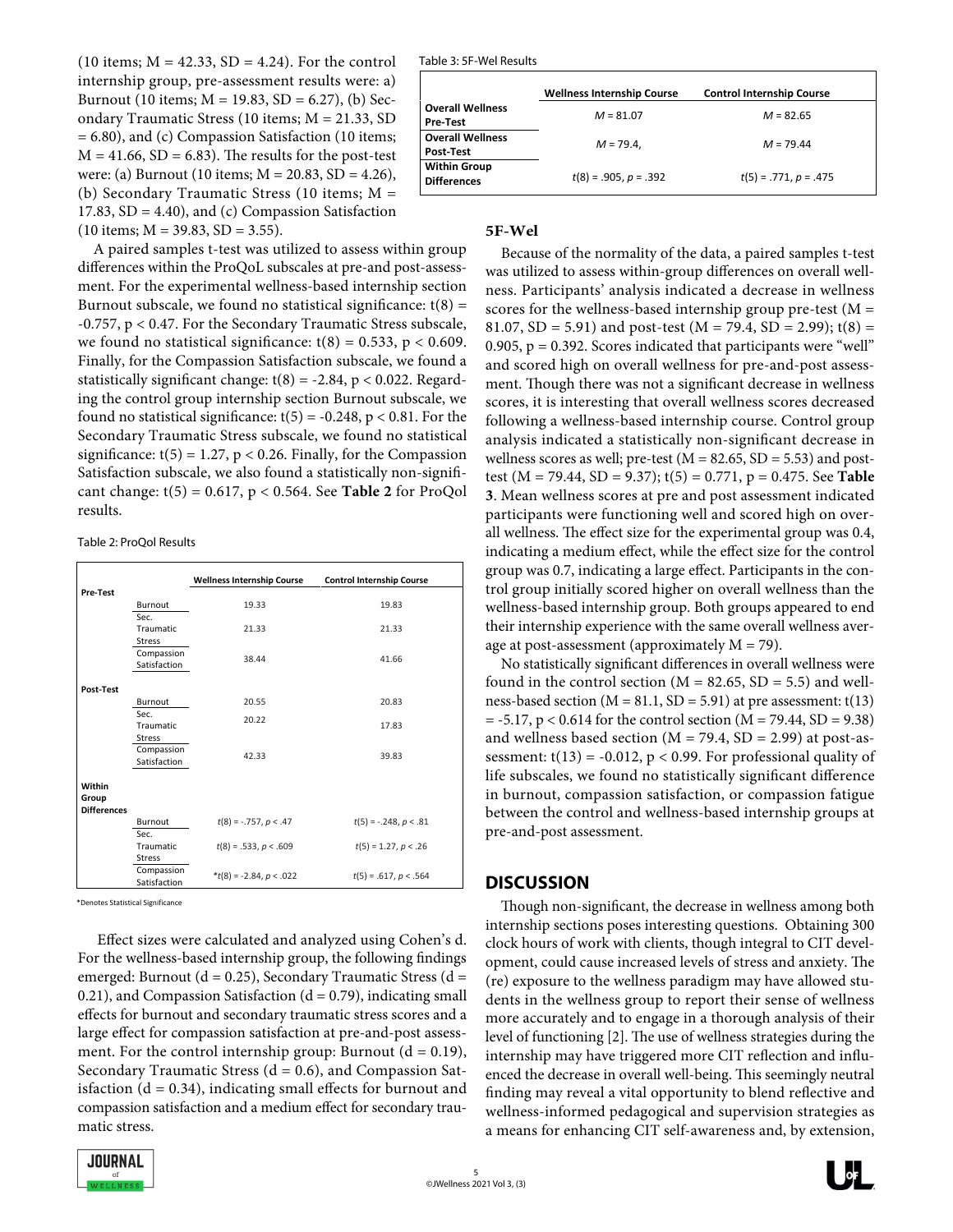(10 items; M = 42.33, SD = 4.24). For the control internship group, pre-assessment results were: a) Burnout (10 items; M = 19.83, SD = 6.27), (b) Secondary Traumatic Stress (10 items; M = 21.33, SD = 6.80), and (c) Compassion Satisfaction (10 items; M = 41.66, SD = 6.83). The results for the post-test were: (a) Burnout (10 items; M = 20.83, SD = 4.26), (b) Secondary Traumatic Stress (10 items; M = 17.83, SD = 4.40), and (c) Compassion Satisfaction (10 items; M = 39.83, SD = 3.55).

A paired samples t-test was utilized to assess within group differences within the ProQoL subscales at pre-and post-assessment. For the experimental wellness-based internship section Burnout subscale, we found no statistical significance: $t(8) = -0.757$, $p < 0.47$. For the Secondary Traumatic Stress subscale, we found no statistical significance: $t(8) = 0.533$, $p < 0.609$. Finally, for the Compassion Satisfaction subscale, we found a statistically significant change: $t(8) = -2.84$, $p < 0.022$. Regarding the control group internship section Burnout subscale, we found no statistical significance: $t(5) = -0.248$, $p < 0.81$. For the Secondary Traumatic Stress subscale, we found no statistical significance: $t(5) = 1.27$, $p < 0.26$. Finally, for the Compassion Satisfaction subscale, we also found a statistically non-significant change: $t(5) = 0.617$, $p < 0.564$. See **Table 2** for ProQol results.

Table 2: ProQol Results

| | | Wellness Internship Course | Control Internship Course |
|---|---|---|---|
| **Pre-Test** | | | |
| | Burnout | 19.33 | 19.83 |
| | Sec. Traumatic Stress | 21.33 | 21.33 |
| | Compassion Satisfaction | 38.44 | 41.66 |
| **Post-Test** | | | |
| | Burnout | 20.55 | 20.83 |
| | Sec. Traumatic Stress | 20.22 | 17.83 |
| | Compassion Satisfaction | 42.33 | 39.83 |
| **Within Group Differences** | | | |
| | Burnout | $t(8) = -.757$, $p < .47$ | $t(5) = -.248$, $p < .81$ |
| | Sec. Traumatic Stress | $t(8) = .533$, $p < .609$ | $t(5) = 1.27$, $p < .26$ |
| | Compassion Satisfaction | *$t(8) = -2.84$, $p < .022$ | $t(5) = .617$, $p < .564$ |

*Denotes Statistical Significance

Effect sizes were calculated and analyzed using Cohen's d. For the wellness-based internship group, the following findings emerged: Burnout (d = 0.25), Secondary Traumatic Stress (d = 0.21), and Compassion Satisfaction (d = 0.79), indicating small effects for burnout and secondary traumatic stress scores and a large effect for compassion satisfaction at pre-and-post assessment. For the control internship group: Burnout (d = 0.19), Secondary Traumatic Stress (d = 0.6), and Compassion Satisfaction (d = 0.34), indicating small effects for burnout and compassion satisfaction and a medium effect for secondary traumatic stress.

Table 3: 5F-Wel Results

| | Wellness Internship Course | Control Internship Course |
|---|---|---|
| **Overall Wellness Pre-Test** | $M = 81.07$ | $M = 82.65$ |
| **Overall Wellness Post-Test** | $M = 79.4,$ | $M = 79.44$ |
| **Within Group Differences** | $t(8) = .905$, $p = .392$ | $t(5) = .771$, $p = .475$ |

### 5F-Wel

Because of the normality of the data, a paired samples t-test was utilized to assess within-group differences on overall wellness. Participants' analysis indicated a decrease in wellness scores for the wellness-based internship group pre-test (M = 81.07, SD = 5.91) and post-test (M = 79.4, SD = 2.99); $t(8) = 0.905$, $p = 0.392$. Scores indicated that participants were "well" and scored high on overall wellness for pre-and-post assessment. Though there was not a significant decrease in wellness scores, it is interesting that overall wellness scores decreased following a wellness-based internship course. Control group analysis indicated a statistically non-significant decrease in wellness scores as well; pre-test (M = 82.65, SD = 5.53) and post-test (M = 79.44, SD = 9.37); $t(5) = 0.771$, $p = 0.475$. See **Table 3**. Mean wellness scores at pre and post assessment indicated participants were functioning well and scored high on overall wellness. The effect size for the experimental group was 0.4, indicating a medium effect, while the effect size for the control group was 0.7, indicating a large effect. Participants in the control group initially scored higher on overall wellness than the wellness-based internship group. Both groups appeared to end their internship experience with the same overall wellness average at post-assessment (approximately M = 79).

No statistically significant differences in overall wellness were found in the control section (M = 82.65, SD = 5.5) and wellness-based section (M = 81.1, SD = 5.91) at pre assessment: $t(13) = -5.17$, $p < 0.614$ for the control section (M = 79.44, SD = 9.38) and wellness based section (M = 79.4, SD = 2.99) at post-assessment: $t(13) = -0.012$, $p < 0.99$. For professional quality of life subscales, we found no statistically significant difference in burnout, compassion satisfaction, or compassion fatigue between the control and wellness-based internship groups at pre-and-post assessment.

## DISCUSSION

Though non-significant, the decrease in wellness among both internship sections poses interesting questions. Obtaining 300 clock hours of work with clients, though integral to CIT development, could cause increased levels of stress and anxiety. The (re) exposure to the wellness paradigm may have allowed students in the wellness group to report their sense of wellness more accurately and to engage in a thorough analysis of their level of functioning [2]. The use of wellness strategies during the internship may have triggered more CIT reflection and influenced the decrease in overall well-being. This seemingly neutral finding may reveal a vital opportunity to blend reflective and wellness-informed pedagogical and supervision strategies as a means for enhancing CIT self-awareness and, by extension,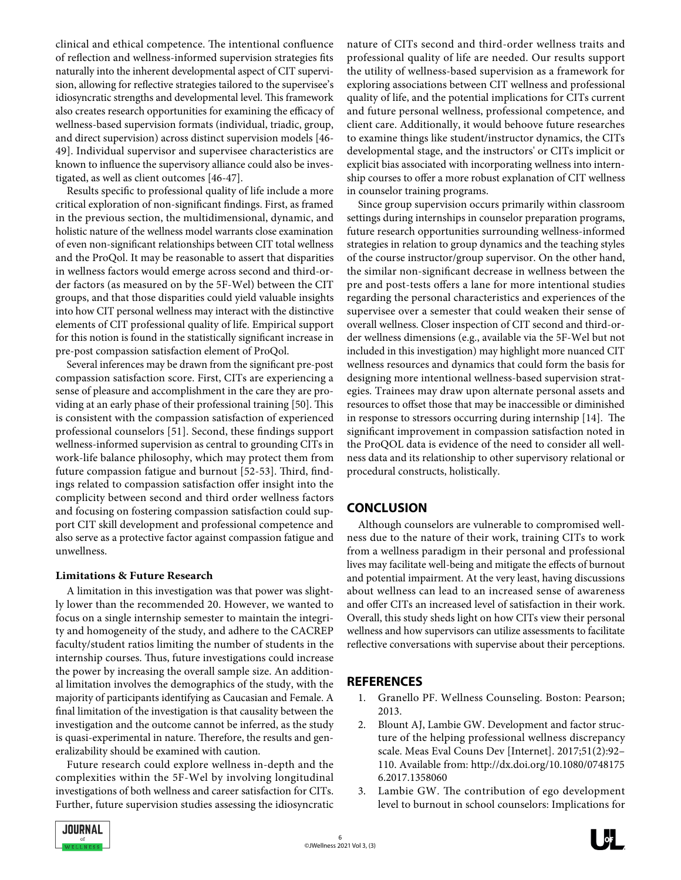clinical and ethical competence. The intentional confluence of reflection and wellness-informed supervision strategies fits naturally into the inherent developmental aspect of CIT supervision, allowing for reflective strategies tailored to the supervisee's idiosyncratic strengths and developmental level. This framework also creates research opportunities for examining the efficacy of wellness-based supervision formats (individual, triadic, group, and direct supervision) across distinct supervision models [46-49]. Individual supervisor and supervisee characteristics are known to influence the supervisory alliance could also be investigated, as well as client outcomes [46-47].

Results specific to professional quality of life include a more critical exploration of non-significant findings. First, as framed in the previous section, the multidimensional, dynamic, and holistic nature of the wellness model warrants close examination of even non-significant relationships between CIT total wellness and the ProQol. It may be reasonable to assert that disparities in wellness factors would emerge across second and third-order factors (as measured on by the 5F-Wel) between the CIT groups, and that those disparities could yield valuable insights into how CIT personal wellness may interact with the distinctive elements of CIT professional quality of life. Empirical support for this notion is found in the statistically significant increase in pre-post compassion satisfaction element of ProQol.

Several inferences may be drawn from the significant pre-post compassion satisfaction score. First, CITs are experiencing a sense of pleasure and accomplishment in the care they are providing at an early phase of their professional training [50]. This is consistent with the compassion satisfaction of experienced professional counselors [51]. Second, these findings support wellness-informed supervision as central to grounding CITs in work-life balance philosophy, which may protect them from future compassion fatigue and burnout [52-53]. Third, findings related to compassion satisfaction offer insight into the complicity between second and third order wellness factors and focusing on fostering compassion satisfaction could support CIT skill development and professional competence and also serve as a protective factor against compassion fatigue and unwellness.

**Limitations & Future Research**

A limitation in this investigation was that power was slightly lower than the recommended 20. However, we wanted to focus on a single internship semester to maintain the integrity and homogeneity of the study, and adhere to the CACREP faculty/student ratios limiting the number of students in the internship courses. Thus, future investigations could increase the power by increasing the overall sample size. An additional limitation involves the demographics of the study, with the majority of participants identifying as Caucasian and Female. A final limitation of the investigation is that causality between the investigation and the outcome cannot be inferred, as the study is quasi-experimental in nature. Therefore, the results and generalizability should be examined with caution.

Future research could explore wellness in-depth and the complexities within the 5F-Wel by involving longitudinal investigations of both wellness and career satisfaction for CITs. Further, future supervision studies assessing the idiosyncratic nature of CITs second and third-order wellness traits and professional quality of life are needed. Our results support the utility of wellness-based supervision as a framework for exploring associations between CIT wellness and professional quality of life, and the potential implications for CITs current and future personal wellness, professional competence, and client care. Additionally, it would behoove future researches to examine things like student/instructor dynamics, the CITs developmental stage, and the instructors' or CITs implicit or explicit bias associated with incorporating wellness into internship courses to offer a more robust explanation of CIT wellness in counselor training programs.

Since group supervision occurs primarily within classroom settings during internships in counselor preparation programs, future research opportunities surrounding wellness-informed strategies in relation to group dynamics and the teaching styles of the course instructor/group supervisor. On the other hand, the similar non-significant decrease in wellness between the pre and post-tests offers a lane for more intentional studies regarding the personal characteristics and experiences of the supervisee over a semester that could weaken their sense of overall wellness. Closer inspection of CIT second and third-order wellness dimensions (e.g., available via the 5F-Wel but not included in this investigation) may highlight more nuanced CIT wellness resources and dynamics that could form the basis for designing more intentional wellness-based supervision strategies. Trainees may draw upon alternate personal assets and resources to offset those that may be inaccessible or diminished in response to stressors occurring during internship [14]. The significant improvement in compassion satisfaction noted in the ProQOL data is evidence of the need to consider all wellness data and its relationship to other supervisory relational or procedural constructs, holistically.

## CONCLUSION

Although counselors are vulnerable to compromised wellness due to the nature of their work, training CITs to work from a wellness paradigm in their personal and professional lives may facilitate well-being and mitigate the effects of burnout and potential impairment. At the very least, having discussions about wellness can lead to an increased sense of awareness and offer CITs an increased level of satisfaction in their work. Overall, this study sheds light on how CITs view their personal wellness and how supervisors can utilize assessments to facilitate reflective conversations with supervise about their perceptions.

## REFERENCES

1. Granello PF. Wellness Counseling. Boston: Pearson; 2013.
2. Blount AJ, Lambie GW. Development and factor structure of the helping professional wellness discrepancy scale. Meas Eval Couns Dev [Internet]. 2017;51(2):92–110. Available from: http://dx.doi.org/10.1080/07481756.2017.1358060
3. Lambie GW. The contribution of ego development level to burnout in school counselors: Implications for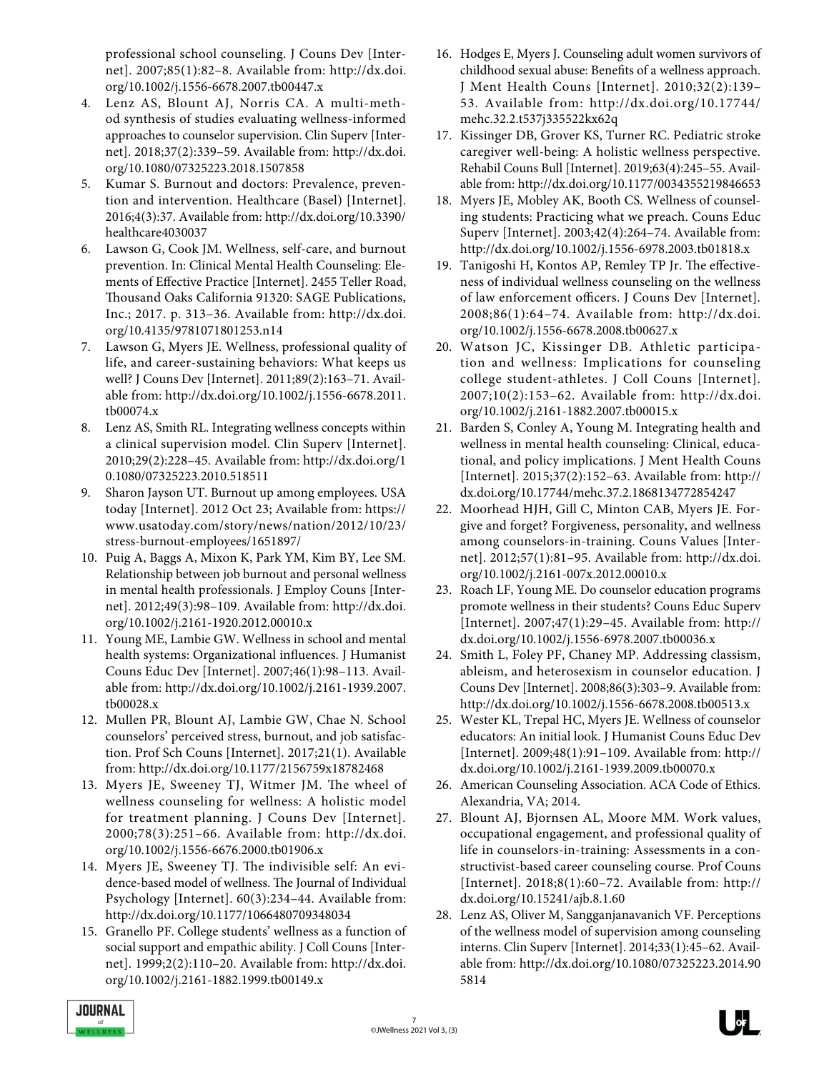professional school counseling. J Couns Dev [Internet]. 2007;85(1):82–8. Available from: http://dx.doi.org/10.1002/j.1556-6678.2007.tb00447.x

4. Lenz AS, Blount AJ, Norris CA. A multi-method synthesis of studies evaluating wellness-informed approaches to counselor supervision. Clin Superv [Internet]. 2018;37(2):339–59. Available from: http://dx.doi.org/10.1080/07325223.2018.1507858
5. Kumar S. Burnout and doctors: Prevalence, prevention and intervention. Healthcare (Basel) [Internet]. 2016;4(3):37. Available from: http://dx.doi.org/10.3390/healthcare4030037
6. Lawson G, Cook JM. Wellness, self-care, and burnout prevention. In: Clinical Mental Health Counseling: Elements of Effective Practice [Internet]. 2455 Teller Road, Thousand Oaks California 91320: SAGE Publications, Inc.; 2017. p. 313–36. Available from: http://dx.doi.org/10.4135/9781071801253.n14
7. Lawson G, Myers JE. Wellness, professional quality of life, and career-sustaining behaviors: What keeps us well? J Couns Dev [Internet]. 2011;89(2):163–71. Available from: http://dx.doi.org/10.1002/j.1556-6678.2011.tb00074.x
8. Lenz AS, Smith RL. Integrating wellness concepts within a clinical supervision model. Clin Superv [Internet]. 2010;29(2):228–45. Available from: http://dx.doi.org/10.1080/07325223.2010.518511
9. Sharon Jayson UT. Burnout up among employees. USA today [Internet]. 2012 Oct 23; Available from: https://www.usatoday.com/story/news/nation/2012/10/23/stress-burnout-employees/1651897/
10. Puig A, Baggs A, Mixon K, Park YM, Kim BY, Lee SM. Relationship between job burnout and personal wellness in mental health professionals. J Employ Couns [Internet]. 2012;49(3):98–109. Available from: http://dx.doi.org/10.1002/j.2161-1920.2012.00010.x
11. Young ME, Lambie GW. Wellness in school and mental health systems: Organizational influences. J Humanist Couns Educ Dev [Internet]. 2007;46(1):98–113. Available from: http://dx.doi.org/10.1002/j.2161-1939.2007.tb00028.x
12. Mullen PR, Blount AJ, Lambie GW, Chae N. School counselors' perceived stress, burnout, and job satisfaction. Prof Sch Couns [Internet]. 2017;21(1). Available from: http://dx.doi.org/10.1177/2156759x18782468
13. Myers JE, Sweeney TJ, Witmer JM. The wheel of wellness counseling for wellness: A holistic model for treatment planning. J Couns Dev [Internet]. 2000;78(3):251–66. Available from: http://dx.doi.org/10.1002/j.1556-6676.2000.tb01906.x
14. Myers JE, Sweeney TJ. The indivisible self: An evidence-based model of wellness. The Journal of Individual Psychology [Internet]. 60(3):234–44. Available from: http://dx.doi.org/10.1177/1066480709348034
15. Granello PF. College students' wellness as a function of social support and empathic ability. J Coll Couns [Internet]. 1999;2(2):110–20. Available from: http://dx.doi.org/10.1002/j.2161-1882.1999.tb00149.x
16. Hodges E, Myers J. Counseling adult women survivors of childhood sexual abuse: Benefits of a wellness approach. J Ment Health Couns [Internet]. 2010;32(2):139–53. Available from: http://dx.doi.org/10.17744/mehc.32.2.t537j335522kx62q
17. Kissinger DB, Grover KS, Turner RC. Pediatric stroke caregiver well-being: A holistic wellness perspective. Rehabil Couns Bull [Internet]. 2019;63(4):245–55. Available from: http://dx.doi.org/10.1177/0034355219846653
18. Myers JE, Mobley AK, Booth CS. Wellness of counseling students: Practicing what we preach. Couns Educ Superv [Internet]. 2003;42(4):264–74. Available from: http://dx.doi.org/10.1002/j.1556-6978.2003.tb01818.x
19. Tanigoshi H, Kontos AP, Remley TP Jr. The effectiveness of individual wellness counseling on the wellness of law enforcement officers. J Couns Dev [Internet]. 2008;86(1):64–74. Available from: http://dx.doi.org/10.1002/j.1556-6678.2008.tb00627.x
20. Watson JC, Kissinger DB. Athletic participation and wellness: Implications for counseling college student-athletes. J Coll Couns [Internet]. 2007;10(2):153–62. Available from: http://dx.doi.org/10.1002/j.2161-1882.2007.tb00015.x
21. Barden S, Conley A, Young M. Integrating health and wellness in mental health counseling: Clinical, educational, and policy implications. J Ment Health Couns [Internet]. 2015;37(2):152–63. Available from: http://dx.doi.org/10.17744/mehc.37.2.1868134772854247
22. Moorhead HJH, Gill C, Minton CAB, Myers JE. Forgive and forget? Forgiveness, personality, and wellness among counselors-in-training. Couns Values [Internet]. 2012;57(1):81–95. Available from: http://dx.doi.org/10.1002/j.2161-007x.2012.00010.x
23. Roach LF, Young ME. Do counselor education programs promote wellness in their students? Couns Educ Superv [Internet]. 2007;47(1):29–45. Available from: http://dx.doi.org/10.1002/j.1556-6978.2007.tb00036.x
24. Smith L, Foley PF, Chaney MP. Addressing classism, ableism, and heterosexism in counselor education. J Couns Dev [Internet]. 2008;86(3):303–9. Available from: http://dx.doi.org/10.1002/j.1556-6678.2008.tb00513.x
25. Wester KL, Trepal HC, Myers JE. Wellness of counselor educators: An initial look. J Humanist Couns Educ Dev [Internet]. 2009;48(1):91–109. Available from: http://dx.doi.org/10.1002/j.2161-1939.2009.tb00070.x
26. American Counseling Association. ACA Code of Ethics. Alexandria, VA; 2014.
27. Blount AJ, Bjornsen AL, Moore MM. Work values, occupational engagement, and professional quality of life in counselors-in-training: Assessments in a constructivist-based career counseling course. Prof Couns [Internet]. 2018;8(1):60–72. Available from: http://dx.doi.org/10.15241/ajb.8.1.60
28. Lenz AS, Oliver M, Sangganjanavanich VF. Perceptions of the wellness model of supervision among counseling interns. Clin Superv [Internet]. 2014;33(1):45–62. Available from: http://dx.doi.org/10.1080/07325223.2014.905814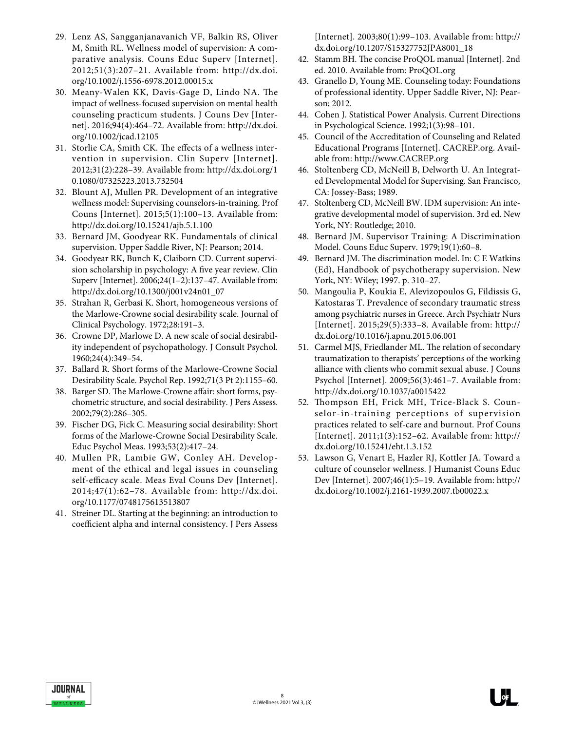29. Lenz AS, Sangganjanavanich VF, Balkin RS, Oliver M, Smith RL. Wellness model of supervision: A comparative analysis. Couns Educ Superv [Internet]. 2012;51(3):207–21. Available from: http://dx.doi.org/10.1002/j.1556-6978.2012.00015.x
30. Meany-Walen KK, Davis-Gage D, Lindo NA. The impact of wellness-focused supervision on mental health counseling practicum students. J Couns Dev [Internet]. 2016;94(4):464–72. Available from: http://dx.doi.org/10.1002/jcad.12105
31. Storlie CA, Smith CK. The effects of a wellness intervention in supervision. Clin Superv [Internet]. 2012;31(2):228–39. Available from: http://dx.doi.org/10.1080/07325223.2013.732504
32. Blount AJ, Mullen PR. Development of an integrative wellness model: Supervising counselors-in-training. Prof Couns [Internet]. 2015;5(1):100–13. Available from: http://dx.doi.org/10.15241/ajb.5.1.100
33. Bernard JM, Goodyear RK. Fundamentals of clinical supervision. Upper Saddle River, NJ: Pearson; 2014.
34. Goodyear RK, Bunch K, Claiborn CD. Current supervision scholarship in psychology: A five year review. Clin Superv [Internet]. 2006;24(1–2):137–47. Available from: http://dx.doi.org/10.1300/j001v24n01_07
35. Strahan R, Gerbasi K. Short, homogeneous versions of the Marlowe-Crowne social desirability scale. Journal of Clinical Psychology. 1972;28:191–3.
36. Crowne DP, Marlowe D. A new scale of social desirability independent of psychopathology. J Consult Psychol. 1960;24(4):349–54.
37. Ballard R. Short forms of the Marlowe-Crowne Social Desirability Scale. Psychol Rep. 1992;71(3 Pt 2):1155–60.
38. Barger SD. The Marlowe-Crowne affair: short forms, psychometric structure, and social desirability. J Pers Assess. 2002;79(2):286–305.
39. Fischer DG, Fick C. Measuring social desirability: Short forms of the Marlowe-Crowne Social Desirability Scale. Educ Psychol Meas. 1993;53(2):417–24.
40. Mullen PR, Lambie GW, Conley AH. Development of the ethical and legal issues in counseling self-efficacy scale. Meas Eval Couns Dev [Internet]. 2014;47(1):62–78. Available from: http://dx.doi.org/10.1177/0748175613513807
41. Streiner DL. Starting at the beginning: an introduction to coefficient alpha and internal consistency. J Pers Assess [Internet]. 2003;80(1):99–103. Available from: http://dx.doi.org/10.1207/S15327752JPA8001_18
42. Stamm BH. The concise ProQOL manual [Internet]. 2nd ed. 2010. Available from: ProQOL.org
43. Granello D, Young ME. Counseling today: Foundations of professional identity. Upper Saddle River, NJ: Pearson; 2012.
44. Cohen J. Statistical Power Analysis. Current Directions in Psychological Science. 1992;1(3):98–101.
45. Council of the Accreditation of Counseling and Related Educational Programs [Internet]. CACREP.org. Available from: http://www.CACREP.org
46. Stoltenberg CD, McNeill B, Delworth U. An Integrated Developmental Model for Supervising. San Francisco, CA: Jossey-Bass; 1989.
47. Stoltenberg CD, McNeill BW. IDM supervision: An integrative developmental model of supervision. 3rd ed. New York, NY: Routledge; 2010.
48. Bernard JM. Supervisor Training: A Discrimination Model. Couns Educ Superv. 1979;19(1):60–8.
49. Bernard JM. The discrimination model. In: C E Watkins (Ed), Handbook of psychotherapy supervision. New York, NY: Wiley; 1997. p. 310–27.
50. Mangoulia P, Koukia E, Alevizopoulos G, Fildissis G, Katostaras T. Prevalence of secondary traumatic stress among psychiatric nurses in Greece. Arch Psychiatr Nurs [Internet]. 2015;29(5):333–8. Available from: http://dx.doi.org/10.1016/j.apnu.2015.06.001
51. Carmel MJS, Friedlander ML. The relation of secondary traumatization to therapists' perceptions of the working alliance with clients who commit sexual abuse. J Couns Psychol [Internet]. 2009;56(3):461–7. Available from: http://dx.doi.org/10.1037/a0015422
52. Thompson EH, Frick MH, Trice-Black S. Counselor-in-training perceptions of supervision practices related to self-care and burnout. Prof Couns [Internet]. 2011;1(3):152–62. Available from: http://dx.doi.org/10.15241/eht.1.3.152
53. Lawson G, Venart E, Hazler RJ, Kottler JA. Toward a culture of counselor wellness. J Humanist Couns Educ Dev [Internet]. 2007;46(1):5–19. Available from: http://dx.doi.org/10.1002/j.2161-1939.2007.tb00022.x